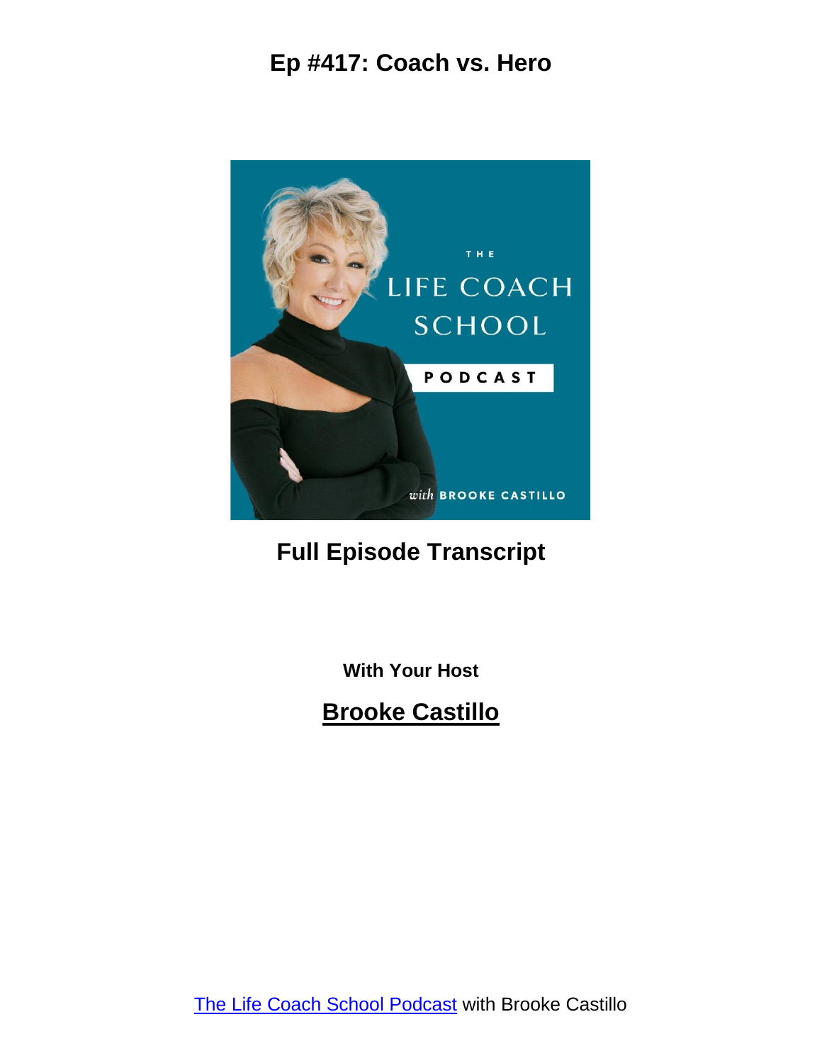# Ep #417: Coach vs. Hero

## Full Episode Transcript

**With Your Host**

## Brooke Castillo

[The Life Coach School Podcast](The Life Coach School Podcast) with Brooke Castillo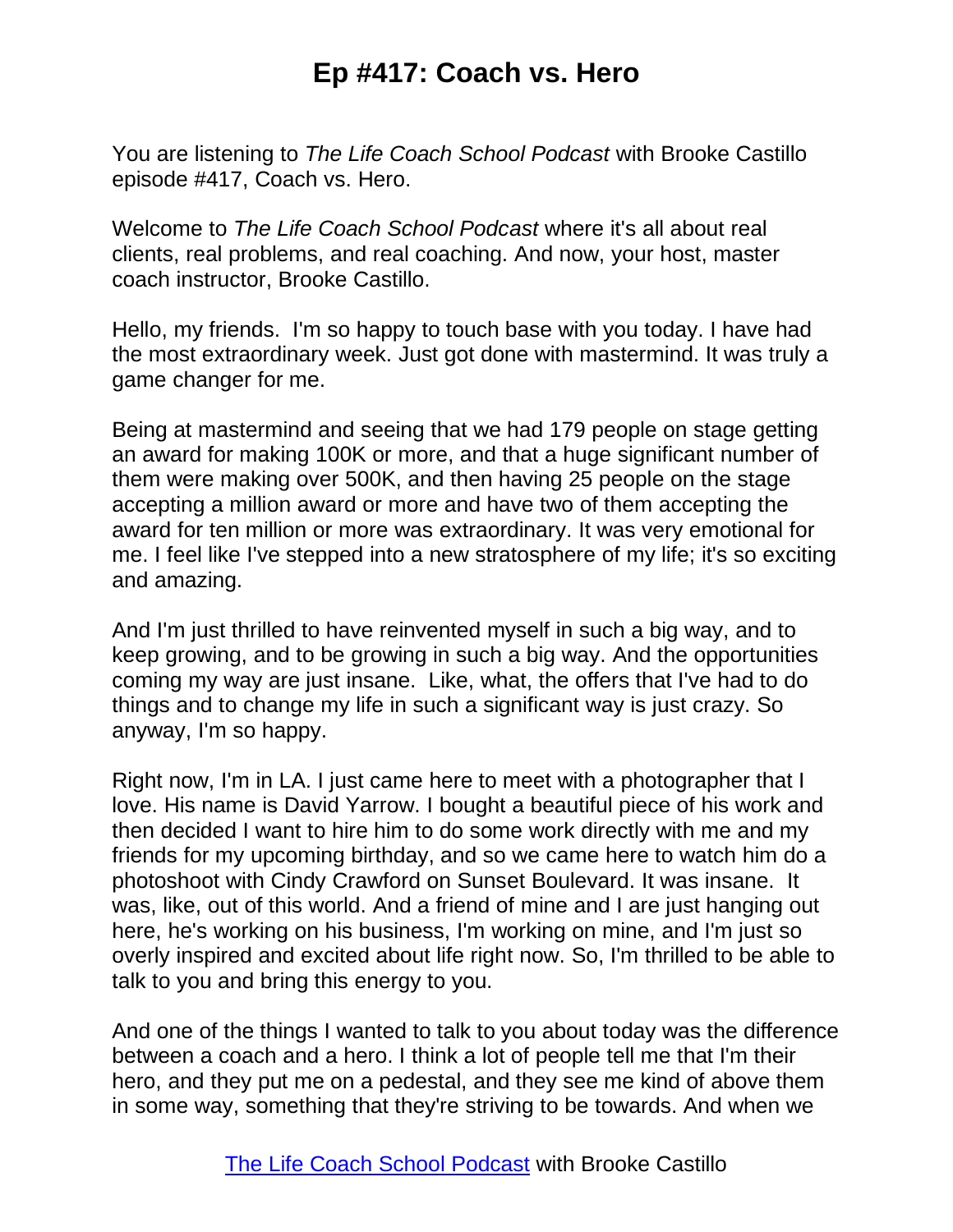You are listening to *The Life Coach School Podcast* with Brooke Castillo episode #417, Coach vs. Hero.

Welcome to *The Life Coach School Podcast* where it's all about real clients, real problems, and real coaching. And now, your host, master coach instructor, Brooke Castillo.

Hello, my friends. I'm so happy to touch base with you today. I have had the most extraordinary week. Just got done with mastermind. It was truly a game changer for me.

Being at mastermind and seeing that we had 179 people on stage getting an award for making 100K or more, and that a huge significant number of them were making over 500K, and then having 25 people on the stage accepting a million award or more and have two of them accepting the award for ten million or more was extraordinary. It was very emotional for me. I feel like I've stepped into a new stratosphere of my life; it's so exciting and amazing.

And I'm just thrilled to have reinvented myself in such a big way, and to keep growing, and to be growing in such a big way. And the opportunities coming my way are just insane. Like, what, the offers that I've had to do things and to change my life in such a significant way is just crazy. So anyway, I'm so happy.

Right now, I'm in LA. I just came here to meet with a photographer that I love. His name is David Yarrow. I bought a beautiful piece of his work and then decided I want to hire him to do some work directly with me and my friends for my upcoming birthday, and so we came here to watch him do a photoshoot with Cindy Crawford on Sunset Boulevard. It was insane. It was, like, out of this world. And a friend of mine and I are just hanging out here, he's working on his business, I'm working on mine, and I'm just so overly inspired and excited about life right now. So, I'm thrilled to be able to talk to you and bring this energy to you.

And one of the things I wanted to talk to you about today was the difference between a coach and a hero. I think a lot of people tell me that I'm their hero, and they put me on a pedestal, and they see me kind of above them in some way, something that they're striving to be towards. And when we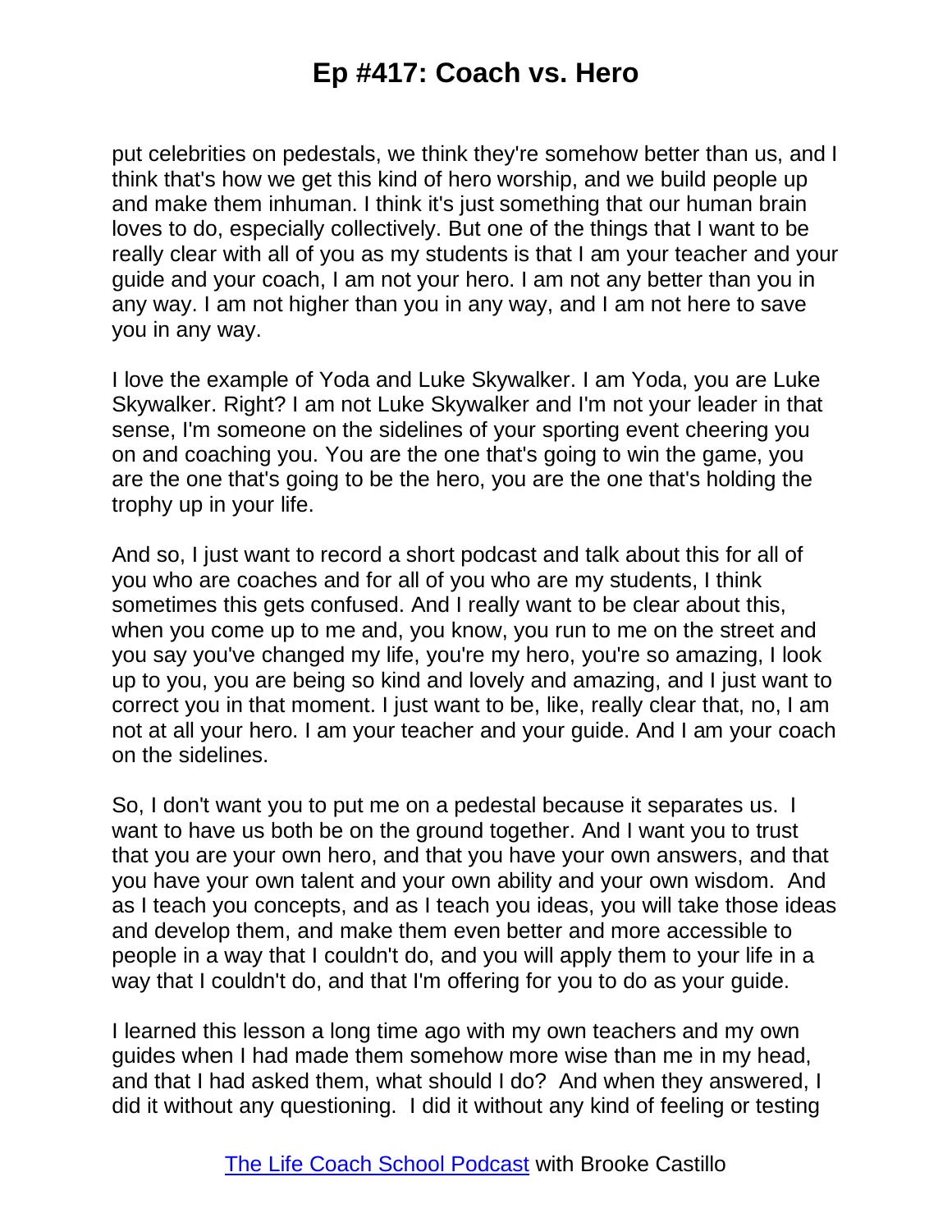put celebrities on pedestals, we think they're somehow better than us, and I think that's how we get this kind of hero worship, and we build people up and make them inhuman. I think it's just something that our human brain loves to do, especially collectively. But one of the things that I want to be really clear with all of you as my students is that I am your teacher and your guide and your coach, I am not your hero. I am not any better than you in any way. I am not higher than you in any way, and I am not here to save you in any way.

I love the example of Yoda and Luke Skywalker. I am Yoda, you are Luke Skywalker. Right? I am not Luke Skywalker and I'm not your leader in that sense, I'm someone on the sidelines of your sporting event cheering you on and coaching you. You are the one that's going to win the game, you are the one that's going to be the hero, you are the one that's holding the trophy up in your life.

And so, I just want to record a short podcast and talk about this for all of you who are coaches and for all of you who are my students, I think sometimes this gets confused. And I really want to be clear about this, when you come up to me and, you know, you run to me on the street and you say you've changed my life, you're my hero, you're so amazing, I look up to you, you are being so kind and lovely and amazing, and I just want to correct you in that moment. I just want to be, like, really clear that, no, I am not at all your hero. I am your teacher and your guide. And I am your coach on the sidelines.

So, I don't want you to put me on a pedestal because it separates us. I want to have us both be on the ground together. And I want you to trust that you are your own hero, and that you have your own answers, and that you have your own talent and your own ability and your own wisdom. And as I teach you concepts, and as I teach you ideas, you will take those ideas and develop them, and make them even better and more accessible to people in a way that I couldn't do, and you will apply them to your life in a way that I couldn't do, and that I'm offering for you to do as your guide.

I learned this lesson a long time ago with my own teachers and my own guides when I had made them somehow more wise than me in my head, and that I had asked them, what should I do? And when they answered, I did it without any questioning. I did it without any kind of feeling or testing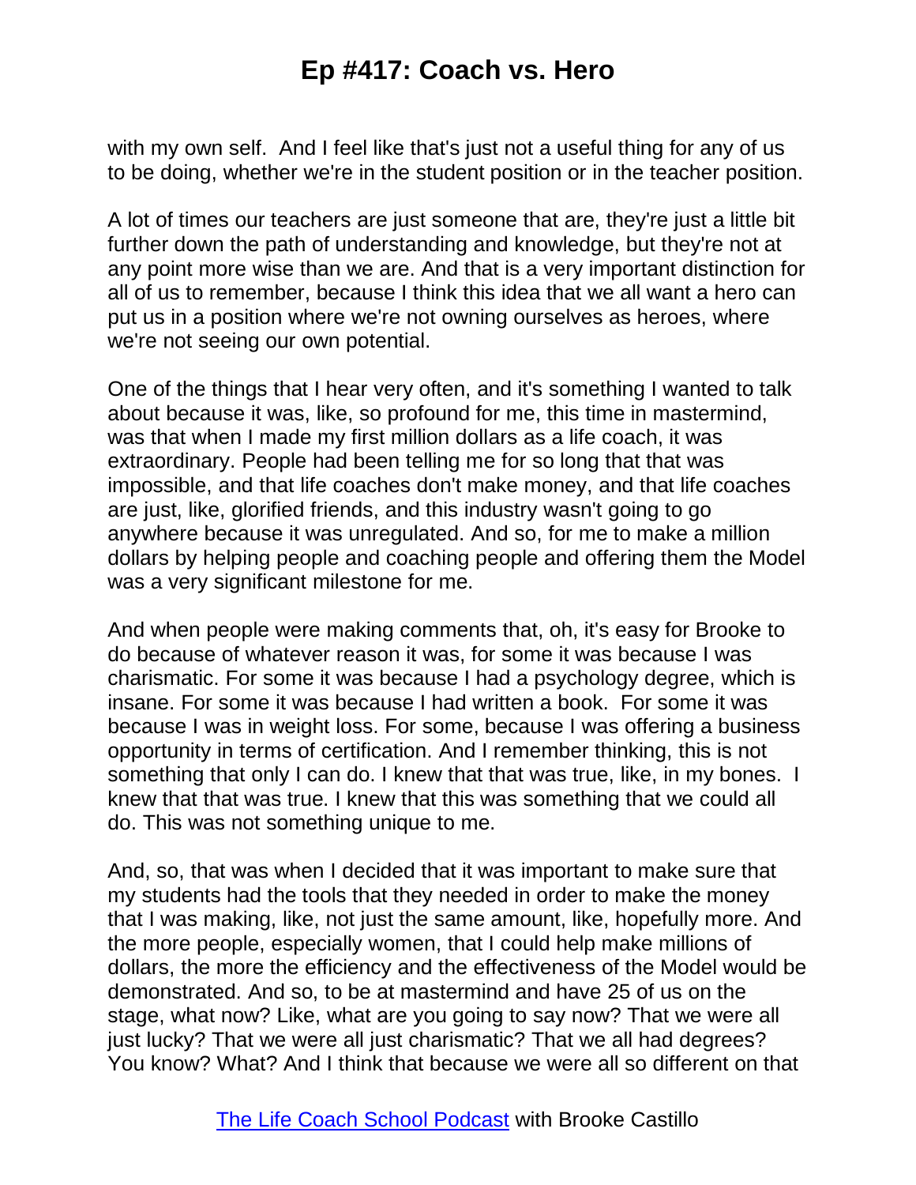with my own self. And I feel like that's just not a useful thing for any of us to be doing, whether we're in the student position or in the teacher position.

A lot of times our teachers are just someone that are, they're just a little bit further down the path of understanding and knowledge, but they're not at any point more wise than we are. And that is a very important distinction for all of us to remember, because I think this idea that we all want a hero can put us in a position where we're not owning ourselves as heroes, where we're not seeing our own potential.

One of the things that I hear very often, and it's something I wanted to talk about because it was, like, so profound for me, this time in mastermind, was that when I made my first million dollars as a life coach, it was extraordinary. People had been telling me for so long that that was impossible, and that life coaches don't make money, and that life coaches are just, like, glorified friends, and this industry wasn't going to go anywhere because it was unregulated. And so, for me to make a million dollars by helping people and coaching people and offering them the Model was a very significant milestone for me.

And when people were making comments that, oh, it's easy for Brooke to do because of whatever reason it was, for some it was because I was charismatic. For some it was because I had a psychology degree, which is insane. For some it was because I had written a book. For some it was because I was in weight loss. For some, because I was offering a business opportunity in terms of certification. And I remember thinking, this is not something that only I can do. I knew that that was true, like, in my bones. I knew that that was true. I knew that this was something that we could all do. This was not something unique to me.

And, so, that was when I decided that it was important to make sure that my students had the tools that they needed in order to make the money that I was making, like, not just the same amount, like, hopefully more. And the more people, especially women, that I could help make millions of dollars, the more the efficiency and the effectiveness of the Model would be demonstrated. And so, to be at mastermind and have 25 of us on the stage, what now? Like, what are you going to say now? That we were all just lucky? That we were all just charismatic? That we all had degrees? You know? What? And I think that because we were all so different on that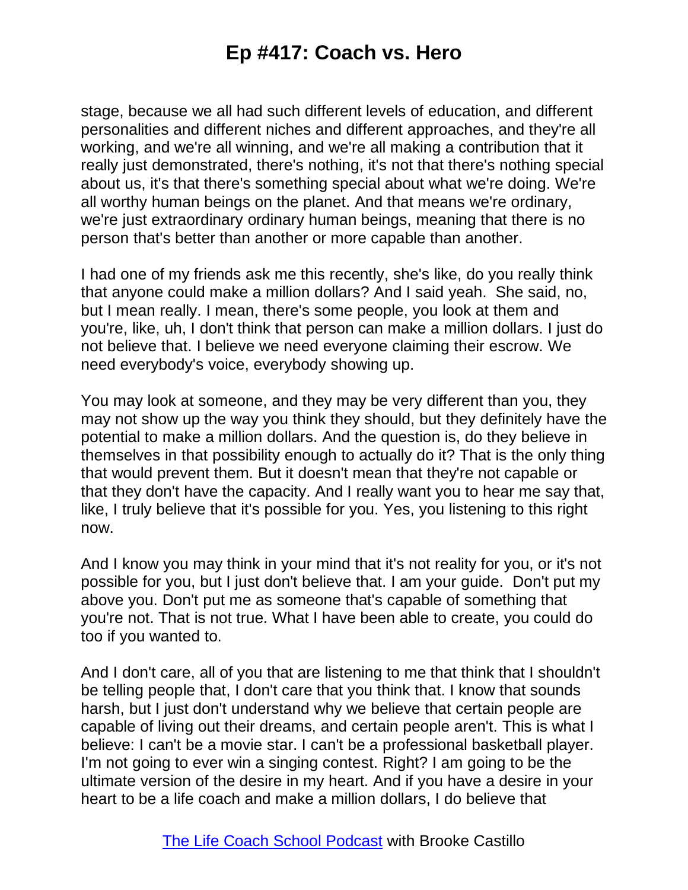stage, because we all had such different levels of education, and different personalities and different niches and different approaches, and they're all working, and we're all winning, and we're all making a contribution that it really just demonstrated, there's nothing, it's not that there's nothing special about us, it's that there's something special about what we're doing. We're all worthy human beings on the planet. And that means we're ordinary, we're just extraordinary ordinary human beings, meaning that there is no person that's better than another or more capable than another.

I had one of my friends ask me this recently, she's like, do you really think that anyone could make a million dollars? And I said yeah. She said, no, but I mean really. I mean, there's some people, you look at them and you're, like, uh, I don't think that person can make a million dollars. I just do not believe that. I believe we need everyone claiming their escrow. We need everybody's voice, everybody showing up.

You may look at someone, and they may be very different than you, they may not show up the way you think they should, but they definitely have the potential to make a million dollars. And the question is, do they believe in themselves in that possibility enough to actually do it? That is the only thing that would prevent them. But it doesn't mean that they're not capable or that they don't have the capacity. And I really want you to hear me say that, like, I truly believe that it's possible for you. Yes, you listening to this right now.

And I know you may think in your mind that it's not reality for you, or it's not possible for you, but I just don't believe that. I am your guide. Don't put my above you. Don't put me as someone that's capable of something that you're not. That is not true. What I have been able to create, you could do too if you wanted to.

And I don't care, all of you that are listening to me that think that I shouldn't be telling people that, I don't care that you think that. I know that sounds harsh, but I just don't understand why we believe that certain people are capable of living out their dreams, and certain people aren't. This is what I believe: I can't be a movie star. I can't be a professional basketball player. I'm not going to ever win a singing contest. Right? I am going to be the ultimate version of the desire in my heart. And if you have a desire in your heart to be a life coach and make a million dollars, I do believe that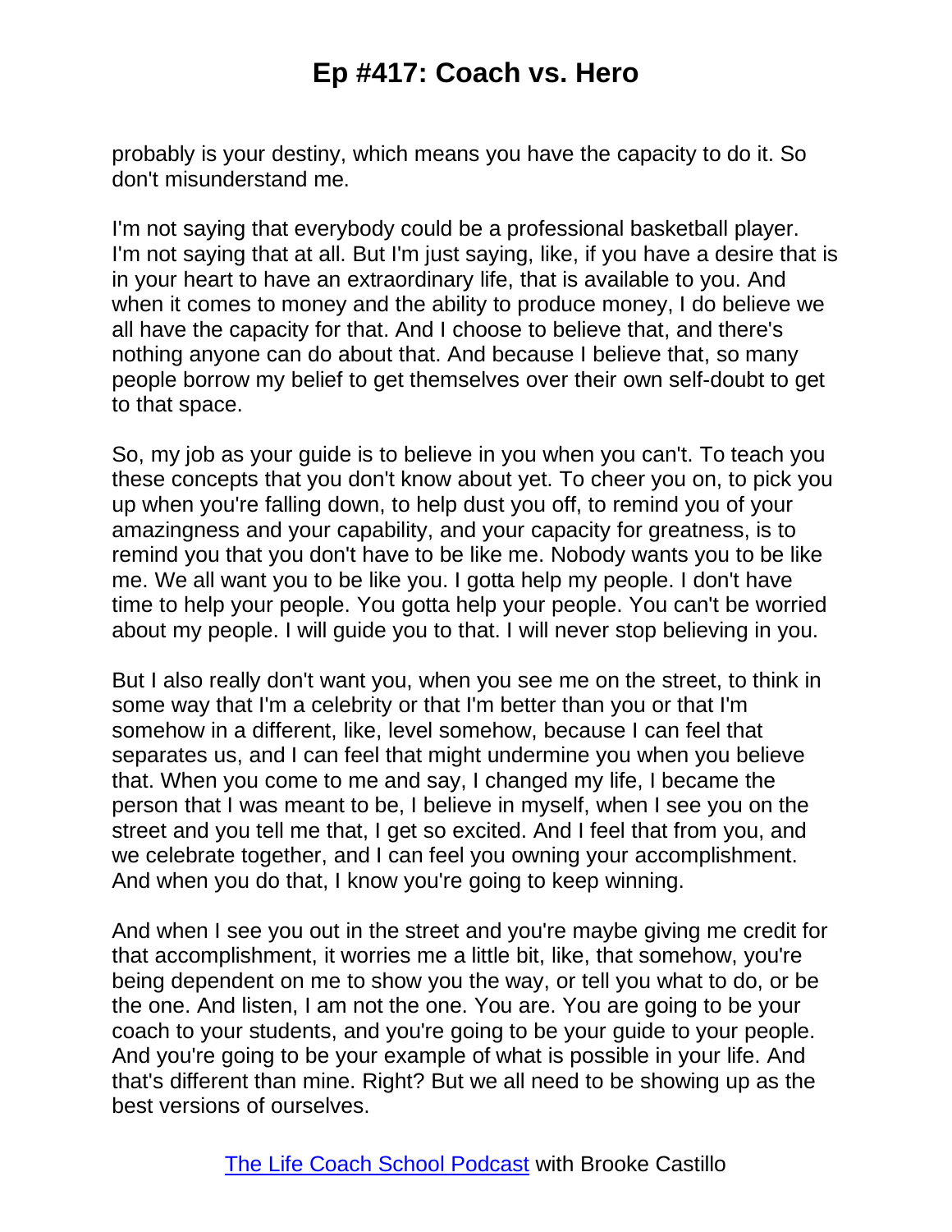probably is your destiny, which means you have the capacity to do it. So don't misunderstand me.

I'm not saying that everybody could be a professional basketball player. I'm not saying that at all. But I'm just saying, like, if you have a desire that is in your heart to have an extraordinary life, that is available to you. And when it comes to money and the ability to produce money, I do believe we all have the capacity for that. And I choose to believe that, and there's nothing anyone can do about that. And because I believe that, so many people borrow my belief to get themselves over their own self-doubt to get to that space.

So, my job as your guide is to believe in you when you can't. To teach you these concepts that you don't know about yet. To cheer you on, to pick you up when you're falling down, to help dust you off, to remind you of your amazingness and your capability, and your capacity for greatness, is to remind you that you don't have to be like me. Nobody wants you to be like me. We all want you to be like you. I gotta help my people. I don't have time to help your people. You gotta help your people. You can't be worried about my people. I will guide you to that. I will never stop believing in you.

But I also really don't want you, when you see me on the street, to think in some way that I'm a celebrity or that I'm better than you or that I'm somehow in a different, like, level somehow, because I can feel that separates us, and I can feel that might undermine you when you believe that. When you come to me and say, I changed my life, I became the person that I was meant to be, I believe in myself, when I see you on the street and you tell me that, I get so excited. And I feel that from you, and we celebrate together, and I can feel you owning your accomplishment. And when you do that, I know you're going to keep winning.

And when I see you out in the street and you're maybe giving me credit for that accomplishment, it worries me a little bit, like, that somehow, you're being dependent on me to show you the way, or tell you what to do, or be the one. And listen, I am not the one. You are. You are going to be your coach to your students, and you're going to be your guide to your people. And you're going to be your example of what is possible in your life. And that's different than mine. Right? But we all need to be showing up as the best versions of ourselves.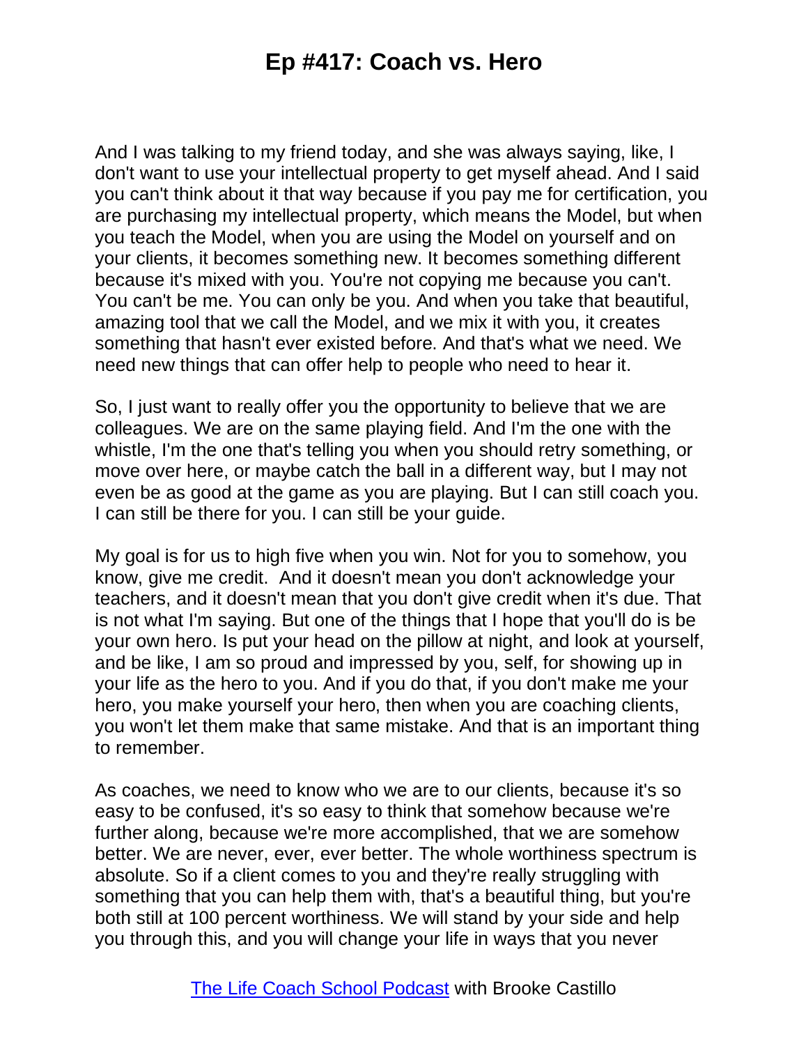And I was talking to my friend today, and she was always saying, like, I don't want to use your intellectual property to get myself ahead. And I said you can't think about it that way because if you pay me for certification, you are purchasing my intellectual property, which means the Model, but when you teach the Model, when you are using the Model on yourself and on your clients, it becomes something new. It becomes something different because it's mixed with you. You're not copying me because you can't. You can't be me. You can only be you. And when you take that beautiful, amazing tool that we call the Model, and we mix it with you, it creates something that hasn't ever existed before. And that's what we need. We need new things that can offer help to people who need to hear it.

So, I just want to really offer you the opportunity to believe that we are colleagues. We are on the same playing field. And I'm the one with the whistle, I'm the one that's telling you when you should retry something, or move over here, or maybe catch the ball in a different way, but I may not even be as good at the game as you are playing. But I can still coach you. I can still be there for you. I can still be your guide.

My goal is for us to high five when you win. Not for you to somehow, you know, give me credit. And it doesn't mean you don't acknowledge your teachers, and it doesn't mean that you don't give credit when it's due. That is not what I'm saying. But one of the things that I hope that you'll do is be your own hero. Is put your head on the pillow at night, and look at yourself, and be like, I am so proud and impressed by you, self, for showing up in your life as the hero to you. And if you do that, if you don't make me your hero, you make yourself your hero, then when you are coaching clients, you won't let them make that same mistake. And that is an important thing to remember.

As coaches, we need to know who we are to our clients, because it's so easy to be confused, it's so easy to think that somehow because we're further along, because we're more accomplished, that we are somehow better. We are never, ever, ever better. The whole worthiness spectrum is absolute. So if a client comes to you and they're really struggling with something that you can help them with, that's a beautiful thing, but you're both still at 100 percent worthiness. We will stand by your side and help you through this, and you will change your life in ways that you never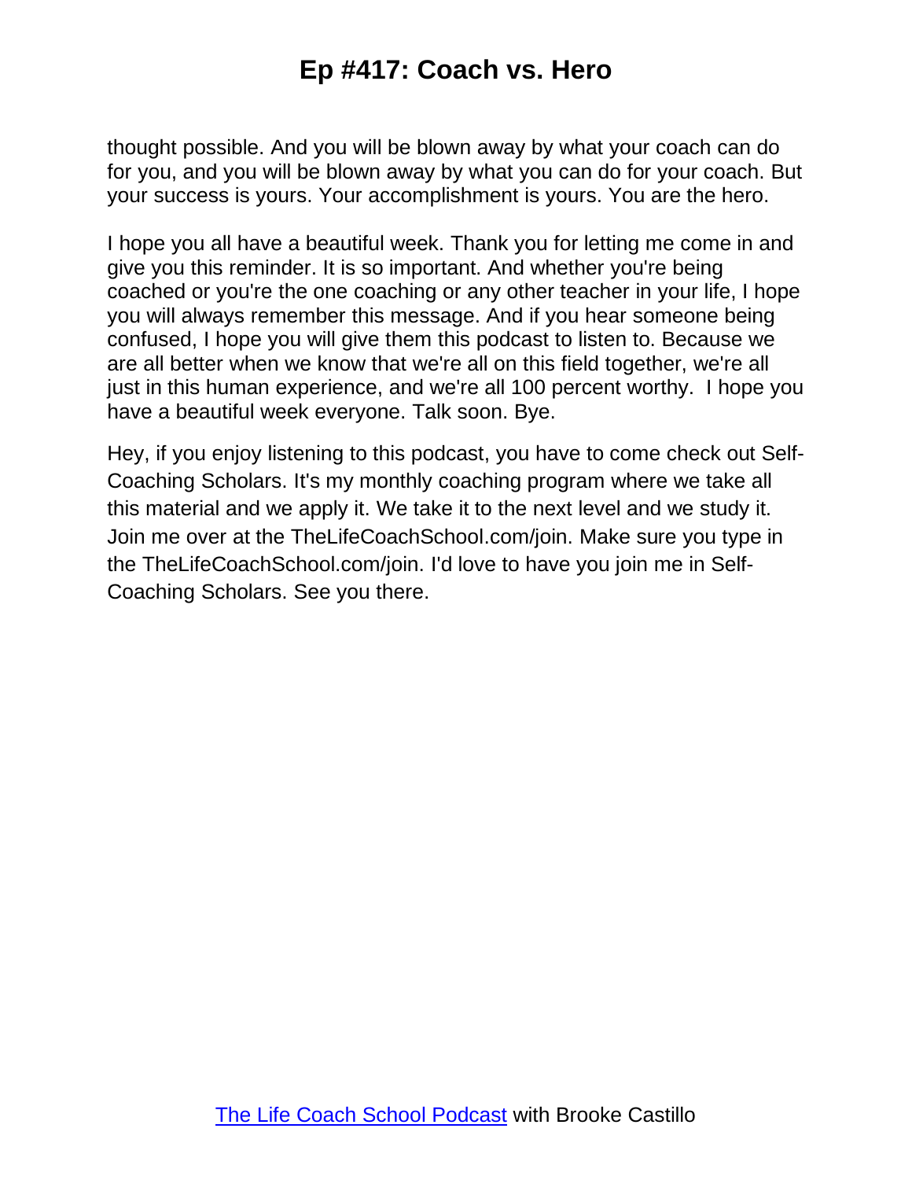thought possible. And you will be blown away by what your coach can do for you, and you will be blown away by what you can do for your coach. But your success is yours. Your accomplishment is yours. You are the hero.

I hope you all have a beautiful week. Thank you for letting me come in and give you this reminder. It is so important. And whether you're being coached or you're the one coaching or any other teacher in your life, I hope you will always remember this message. And if you hear someone being confused, I hope you will give them this podcast to listen to. Because we are all better when we know that we're all on this field together, we're all just in this human experience, and we're all 100 percent worthy. I hope you have a beautiful week everyone. Talk soon. Bye.

Hey, if you enjoy listening to this podcast, you have to come check out Self-Coaching Scholars. It's my monthly coaching program where we take all this material and we apply it. We take it to the next level and we study it. Join me over at the TheLifeCoachSchool.com/join. Make sure you type in the TheLifeCoachSchool.com/join. I'd love to have you join me in Self-Coaching Scholars. See you there.